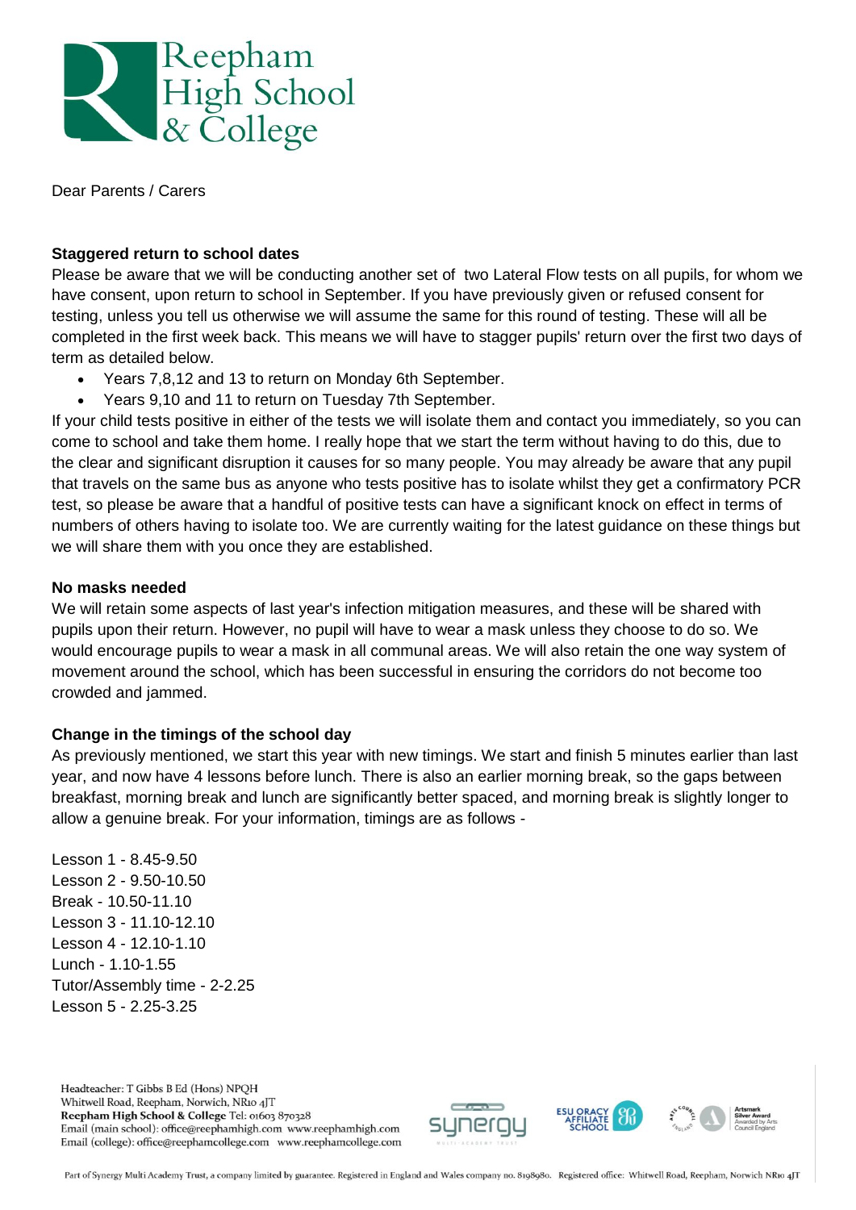Reepham High School & College

Dear Parents / Carers

**Staggered return to school dates**

Please be aware that we will be conducting another set of two Lateral Flow tests on all pupils, for whom we have consent, upon return to school in September. If you have previously given or refused consent for testing, unless you tell us otherwise we will assume the same for this round of testing. These will all be completed in the first week back. This means we will have to stagger pupils' return over the first two days of term as detailed below.

- Years 7,8,12 and 13 to return on Monday 6th September.
- Years 9,10 and 11 to return on Tuesday 7th September.

If your child tests positive in either of the tests we will isolate them and contact you immediately, so you can come to school and take them home. I really hope that we start the term without having to do this, due to the clear and significant disruption it causes for so many people. You may already be aware that any pupil that travels on the same bus as anyone who tests positive has to isolate whilst they get a confirmatory PCR test, so please be aware that a handful of positive tests can have a significant knock on effect in terms of numbers of others having to isolate too. We are currently waiting for the latest guidance on these things but we will share them with you once they are established.

**No masks needed**

We will retain some aspects of last year's infection mitigation measures, and these will be shared with pupils upon their return. However, no pupil will have to wear a mask unless they choose to do so. We would encourage pupils to wear a mask in all communal areas. We will also retain the one way system of movement around the school, which has been successful in ensuring the corridors do not become too crowded and jammed.

**Change in the timings of the school day**

As previously mentioned, we start this year with new timings. We start and finish 5 minutes earlier than last year, and now have 4 lessons before lunch. There is also an earlier morning break, so the gaps between breakfast, morning break and lunch are significantly better spaced, and morning break is slightly longer to allow a genuine break. For your information, timings are as follows -

Lesson 1 - 8.45-9.50
Lesson 2 - 9.50-10.50
Break - 10.50-11.10
Lesson 3 - 11.10-12.10
Lesson 4 - 12.10-1.10
Lunch - 1.10-1.55
Tutor/Assembly time - 2-2.25
Lesson 5 - 2.25-3.25

Headteacher: T Gibbs B Ed (Hons) NPQH
Whitwell Road, Reepham, Norwich, NR10 4JT
**Reepham High School & College** Tel: 01603 870328
Email (main school): office@reephamhigh.com www.reephamhigh.com
Email (college): office@reephamcollege.com www.reephamcollege.com

Part of Synergy Multi Academy Trust, a company limited by guarantee. Registered in England and Wales company no. 8198980. Registered office: Whitwell Road, Reepham, Norwich NR10 4JT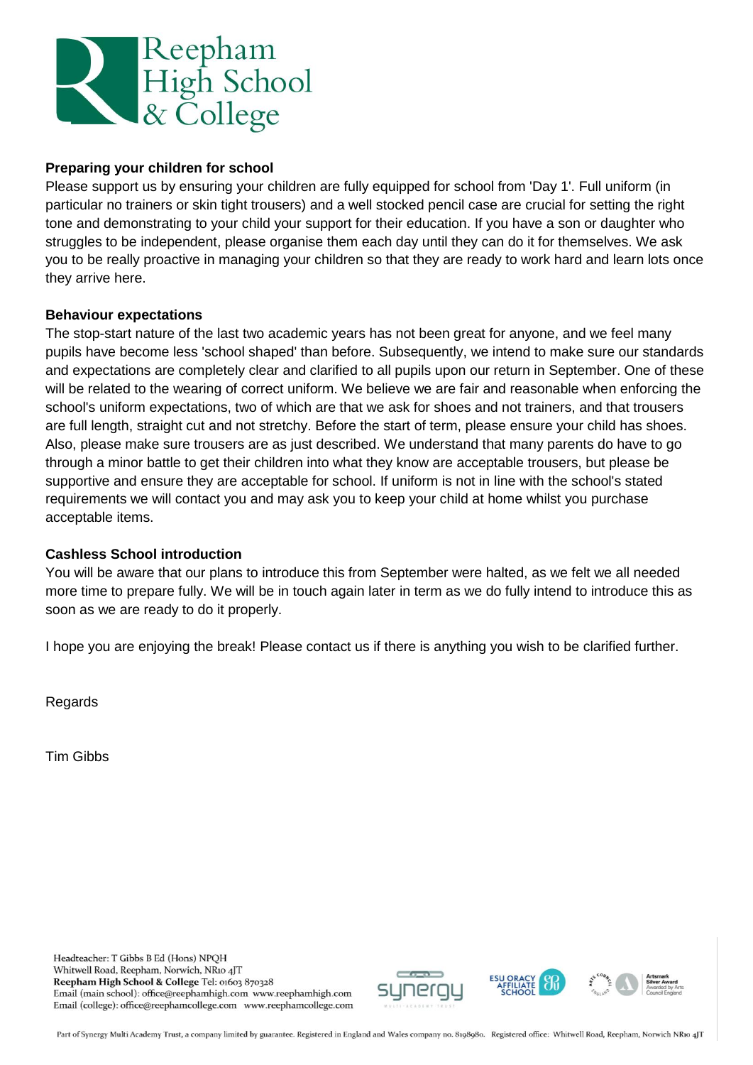## Preparing your children for school

Please support us by ensuring your children are fully equipped for school from 'Day 1'. Full uniform (in particular no trainers or skin tight trousers) and a well stocked pencil case are crucial for setting the right tone and demonstrating to your child your support for their education. If you have a son or daughter who struggles to be independent, please organise them each day until they can do it for themselves. We ask you to be really proactive in managing your children so that they are ready to work hard and learn lots once they arrive here.

## Behaviour expectations

The stop-start nature of the last two academic years has not been great for anyone, and we feel many pupils have become less 'school shaped' than before. Subsequently, we intend to make sure our standards and expectations are completely clear and clarified to all pupils upon our return in September. One of these will be related to the wearing of correct uniform. We believe we are fair and reasonable when enforcing the school's uniform expectations, two of which are that we ask for shoes and not trainers, and that trousers are full length, straight cut and not stretchy. Before the start of term, please ensure your child has shoes. Also, please make sure trousers are as just described. We understand that many parents do have to go through a minor battle to get their children into what they know are acceptable trousers, but please be supportive and ensure they are acceptable for school. If uniform is not in line with the school's stated requirements we will contact you and may ask you to keep your child at home whilst you purchase acceptable items.

## Cashless School introduction

You will be aware that our plans to introduce this from September were halted, as we felt we all needed more time to prepare fully. We will be in touch again later in term as we do fully intend to introduce this as soon as we are ready to do it properly.

I hope you are enjoying the break! Please contact us if there is anything you wish to be clarified further.

Regards

Tim Gibbs

Headteacher: T Gibbs B Ed (Hons) NPQH
Whitwell Road, Reepham, Norwich, NR10 4JT
**Reepham High School & College** Tel: 01603 870328
Email (main school): office@reephamhigh.com www.reephamhigh.com
Email (college): office@reephamcollege.com www.reephamcollege.com

Part of Synergy Multi Academy Trust, a company limited by guarantee. Registered in England and Wales company no. 8198980. Registered office: Whitwell Road, Reepham, Norwich NR10 4JT